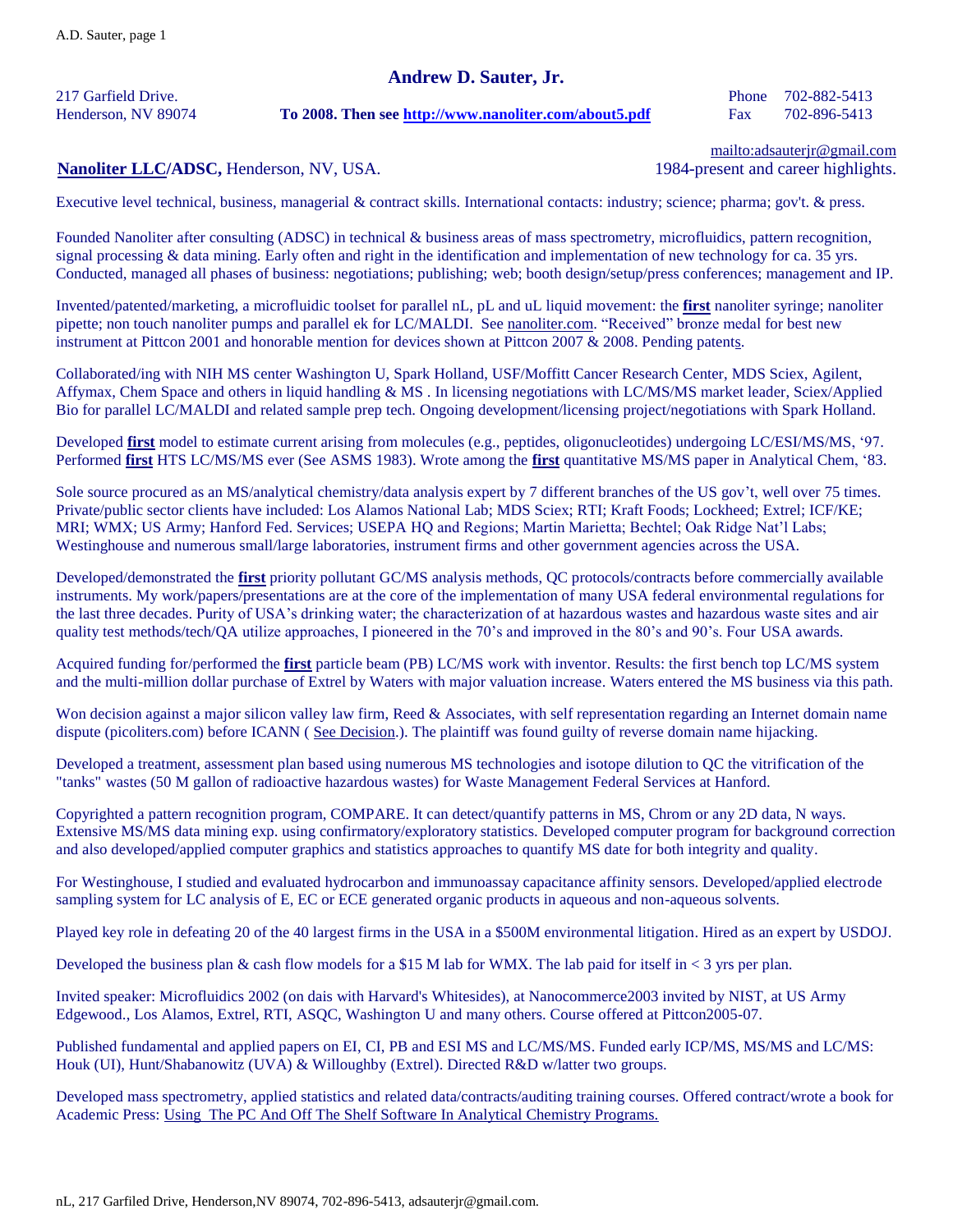# Andrew D. Sauter, Jr.

217 Garfield Drive.
Henderson, NV 89074

**To 2008. Then see http://www.nanoliter.com/about5.pdf**

Phone 702-882-5413
Fax 702-896-5413

mailto:adsauterjr@gmail.com

**Nanoliter LLC/ADSC,** Henderson, NV, USA. 1984-present and career highlights.

Executive level technical, business, managerial & contract skills. International contacts: industry; science; pharma; gov't. & press.

Founded Nanoliter after consulting (ADSC) in technical & business areas of mass spectrometry, microfluidics, pattern recognition, signal processing & data mining. Early often and right in the identification and implementation of new technology for ca. 35 yrs. Conducted, managed all phases of business: negotiations; publishing; web; booth design/setup/press conferences; management and IP.

Invented/patented/marketing, a microfluidic toolset for parallel nL, pL and uL liquid movement: the **first** nanoliter syringe; nanoliter pipette; non touch nanoliter pumps and parallel ek for LC/MALDI. See nanoliter.com. "Received" bronze medal for best new instrument at Pittcon 2001 and honorable mention for devices shown at Pittcon 2007 & 2008. Pending patents.

Collaborated/ing with NIH MS center Washington U, Spark Holland, USF/Moffitt Cancer Research Center, MDS Sciex, Agilent, Affymax, Chem Space and others in liquid handling & MS . In licensing negotiations with LC/MS/MS market leader, Sciex/Applied Bio for parallel LC/MALDI and related sample prep tech. Ongoing development/licensing project/negotiations with Spark Holland.

Developed **first** model to estimate current arising from molecules (e.g., peptides, oligonucleotides) undergoing LC/ESI/MS/MS, '97. Performed **first** HTS LC/MS/MS ever (See ASMS 1983). Wrote among the **first** quantitative MS/MS paper in Analytical Chem, '83.

Sole source procured as an MS/analytical chemistry/data analysis expert by 7 different branches of the US gov't, well over 75 times. Private/public sector clients have included: Los Alamos National Lab; MDS Sciex; RTI; Kraft Foods; Lockheed; Extrel; ICF/KE; MRI; WMX; US Army; Hanford Fed. Services; USEPA HQ and Regions; Martin Marietta; Bechtel; Oak Ridge Nat'l Labs; Westinghouse and numerous small/large laboratories, instrument firms and other government agencies across the USA.

Developed/demonstrated the **first** priority pollutant GC/MS analysis methods, QC protocols/contracts before commercially available instruments. My work/papers/presentations are at the core of the implementation of many USA federal environmental regulations for the last three decades. Purity of USA's drinking water; the characterization of at hazardous wastes and hazardous waste sites and air quality test methods/tech/QA utilize approaches, I pioneered in the 70's and improved in the 80's and 90's. Four USA awards.

Acquired funding for/performed the **first** particle beam (PB) LC/MS work with inventor. Results: the first bench top LC/MS system and the multi-million dollar purchase of Extrel by Waters with major valuation increase. Waters entered the MS business via this path.

Won decision against a major silicon valley law firm, Reed & Associates, with self representation regarding an Internet domain name dispute (picoliters.com) before ICANN ( See Decision.). The plaintiff was found guilty of reverse domain name hijacking.

Developed a treatment, assessment plan based using numerous MS technologies and isotope dilution to QC the vitrification of the "tanks" wastes (50 M gallon of radioactive hazardous wastes) for Waste Management Federal Services at Hanford.

Copyrighted a pattern recognition program, COMPARE. It can detect/quantify patterns in MS, Chrom or any 2D data, N ways. Extensive MS/MS data mining exp. using confirmatory/exploratory statistics. Developed computer program for background correction and also developed/applied computer graphics and statistics approaches to quantify MS date for both integrity and quality.

For Westinghouse, I studied and evaluated hydrocarbon and immunoassay capacitance affinity sensors. Developed/applied electrode sampling system for LC analysis of E, EC or ECE generated organic products in aqueous and non-aqueous solvents.

Played key role in defeating 20 of the 40 largest firms in the USA in a $500M environmental litigation. Hired as an expert by USDOJ.

Developed the business plan & cash flow models for a $15 M lab for WMX. The lab paid for itself in < 3 yrs per plan.

Invited speaker: Microfluidics 2002 (on dais with Harvard's Whitesides), at Nanocommerce2003 invited by NIST, at US Army Edgewood., Los Alamos, Extrel, RTI, ASQC, Washington U and many others. Course offered at Pittcon2005-07.

Published fundamental and applied papers on EI, CI, PB and ESI MS and LC/MS/MS. Funded early ICP/MS, MS/MS and LC/MS: Houk (UI), Hunt/Shabanowitz (UVA) & Willoughby (Extrel). Directed R&D w/latter two groups.

Developed mass spectrometry, applied statistics and related data/contracts/auditing training courses. Offered contract/wrote a book for Academic Press: Using The PC And Off The Shelf Software In Analytical Chemistry Programs.

nL, 217 Garfiled Drive, Henderson,NV 89074, 702-896-5413, adsauterjr@gmail.com.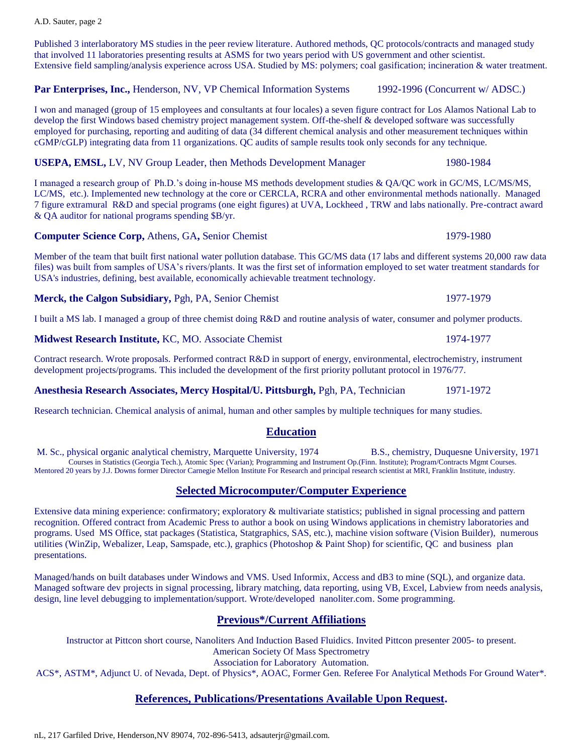Published 3 interlaboratory MS studies in the peer review literature. Authored methods, QC protocols/contracts and managed study that involved 11 laboratories presenting results at ASMS for two years period with US government and other scientist. Extensive field sampling/analysis experience across USA. Studied by MS: polymers; coal gasification; incineration & water treatment.

**Par Enterprises, Inc.,** Henderson, NV, VP Chemical Information Systems 1992-1996 (Concurrent w/ ADSC.)

I won and managed (group of 15 employees and consultants at four locales) a seven figure contract for Los Alamos National Lab to develop the first Windows based chemistry project management system. Off-the-shelf & developed software was successfully employed for purchasing, reporting and auditing of data (34 different chemical analysis and other measurement techniques within cGMP/cGLP) integrating data from 11 organizations. QC audits of sample results took only seconds for any technique.

**USEPA, EMSL,** LV, NV Group Leader, then Methods Development Manager 1980-1984

I managed a research group of Ph.D.'s doing in-house MS methods development studies & QA/QC work in GC/MS, LC/MS/MS, LC/MS, etc.). Implemented new technology at the core or CERCLA, RCRA and other environmental methods nationally. Managed 7 figure extramural R&D and special programs (one eight figures) at UVA, Lockheed , TRW and labs nationally. Pre-contract award & QA auditor for national programs spending $B/yr.

**Computer Science Corp,** Athens, GA**,** Senior Chemist 1979-1980

Member of the team that built first national water pollution database. This GC/MS data (17 labs and different systems 20,000 raw data files) was built from samples of USA's rivers/plants. It was the first set of information employed to set water treatment standards for USA's industries, defining, best available, economically achievable treatment technology.

**Merck, the Calgon Subsidiary,** Pgh, PA, Senior Chemist 1977-1979

I built a MS lab. I managed a group of three chemist doing R&D and routine analysis of water, consumer and polymer products.

**Midwest Research Institute,** KC, MO. Associate Chemist 1974-1977

Contract research. Wrote proposals. Performed contract R&D in support of energy, environmental, electrochemistry, instrument development projects/programs. This included the development of the first priority pollutant protocol in 1976/77.

**Anesthesia Research Associates, Mercy Hospital/U. Pittsburgh,** Pgh, PA, Technician 1971-1972

Research technician. Chemical analysis of animal, human and other samples by multiple techniques for many studies.

## Education

M. Sc., physical organic analytical chemistry, Marquette University, 1974 B.S., chemistry, Duquesne University, 1971

Courses in Statistics (Georgia Tech.), Atomic Spec (Varian); Programming and Instrument Op.(Finn. Institute); Program/Contracts Mgmt Courses. Mentored 20 years by J.J. Downs former Director Carnegie Mellon Institute For Research and principal research scientist at MRI, Franklin Institute, industry.

## Selected Microcomputer/Computer Experience

Extensive data mining experience: confirmatory; exploratory & multivariate statistics; published in signal processing and pattern recognition. Offered contract from Academic Press to author a book on using Windows applications in chemistry laboratories and programs. Used MS Office, stat packages (Statistica, Statgraphics, SAS, etc.), machine vision software (Vision Builder), numerous utilities (WinZip, Webalizer, Leap, Samspade, etc.), graphics (Photoshop & Paint Shop) for scientific, QC and business plan presentations.

Managed/hands on built databases under Windows and VMS. Used Informix, Access and dB3 to mine (SQL), and organize data. Managed software dev projects in signal processing, library matching, data reporting, using VB, Excel, Labview from needs analysis, design, line level debugging to implementation/support. Wrote/developed nanoliter.com. Some programming.

## Previous*/Current Affiliations

Instructor at Pittcon short course, Nanoliters And Induction Based Fluidics. Invited Pittcon presenter 2005- to present.
American Society Of Mass Spectrometry
Association for Laboratory Automation.
ACS*, ASTM*, Adjunct U. of Nevada, Dept. of Physics*, AOAC, Former Gen. Referee For Analytical Methods For Ground Water*.

## References, Publications/Presentations Available Upon Request.

nL, 217 Garfiled Drive, Henderson,NV 89074, 702-896-5413, adsauterjr@gmail.com.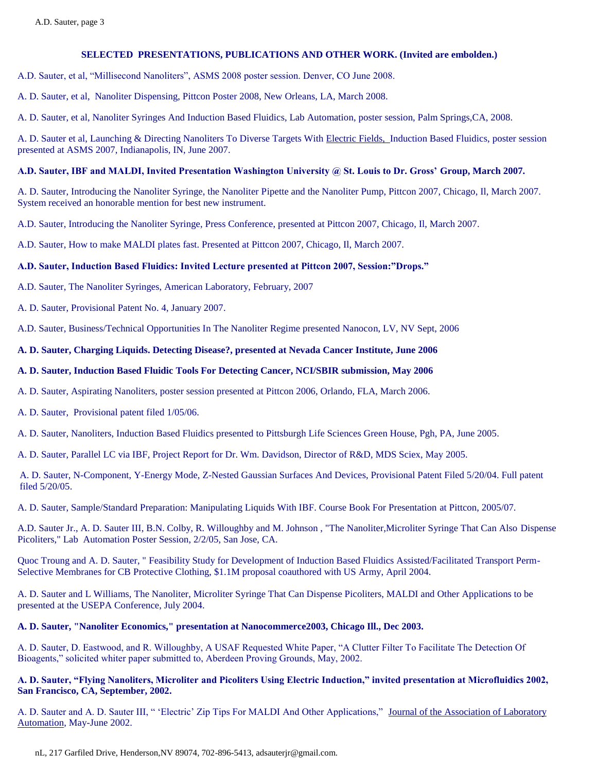## SELECTED PRESENTATIONS, PUBLICATIONS AND OTHER WORK. (Invited are embolden.)

A.D. Sauter, et al, “Millisecond Nanoliters”, ASMS 2008 poster session. Denver, CO June 2008.

A. D. Sauter, et al, Nanoliter Dispensing, Pittcon Poster 2008, New Orleans, LA, March 2008.

A. D. Sauter, et al, Nanoliter Syringes And Induction Based Fluidics, Lab Automation, poster session, Palm Springs,CA, 2008.

A. D. Sauter et al, Launching & Directing Nanoliters To Diverse Targets With Electric Fields, Induction Based Fluidics, poster session presented at ASMS 2007, Indianapolis, IN, June 2007.

**A.D. Sauter, IBF and MALDI, Invited Presentation Washington University @ St. Louis to Dr. Gross’ Group, March 2007.**

A. D. Sauter, Introducing the Nanoliter Syringe, the Nanoliter Pipette and the Nanoliter Pump, Pittcon 2007, Chicago, Il, March 2007. System received an honorable mention for best new instrument.

A.D. Sauter, Introducing the Nanoliter Syringe, Press Conference, presented at Pittcon 2007, Chicago, Il, March 2007.

A.D. Sauter, How to make MALDI plates fast. Presented at Pittcon 2007, Chicago, Il, March 2007.

**A.D. Sauter, Induction Based Fluidics: Invited Lecture presented at Pittcon 2007, Session:”Drops.”**

A.D. Sauter, The Nanoliter Syringes, American Laboratory, February, 2007

A. D. Sauter, Provisional Patent No. 4, January 2007.

A.D. Sauter, Business/Technical Opportunities In The Nanoliter Regime presented Nanocon, LV, NV Sept, 2006

**A. D. Sauter, Charging Liquids. Detecting Disease?, presented at Nevada Cancer Institute, June 2006**

**A. D. Sauter, Induction Based Fluidic Tools For Detecting Cancer, NCI/SBIR submission, May 2006**

A. D. Sauter, Aspirating Nanoliters, poster session presented at Pittcon 2006, Orlando, FLA, March 2006.

A. D. Sauter, Provisional patent filed 1/05/06.

A. D. Sauter, Nanoliters, Induction Based Fluidics presented to Pittsburgh Life Sciences Green House, Pgh, PA, June 2005.

A. D. Sauter, Parallel LC via IBF, Project Report for Dr. Wm. Davidson, Director of R&D, MDS Sciex, May 2005.

A. D. Sauter, N-Component, Y-Energy Mode, Z-Nested Gaussian Surfaces And Devices, Provisional Patent Filed 5/20/04. Full patent filed 5/20/05.

A. D. Sauter, Sample/Standard Preparation: Manipulating Liquids With IBF. Course Book For Presentation at Pittcon, 2005/07.

A.D. Sauter Jr., A. D. Sauter III, B.N. Colby, R. Willoughby and M. Johnson , "The Nanoliter,Microliter Syringe That Can Also Dispense Picoliters," Lab Automation Poster Session, 2/2/05, San Jose, CA.

Quoc Troung and A. D. Sauter, " Feasibility Study for Development of Induction Based Fluidics Assisted/Facilitated Transport Perm-Selective Membranes for CB Protective Clothing, $1.1M proposal coauthored with US Army, April 2004.

A. D. Sauter and L Williams, The Nanoliter, Microliter Syringe That Can Dispense Picoliters, MALDI and Other Applications to be presented at the USEPA Conference, July 2004.

**A. D. Sauter, "Nanoliter Economics," presentation at Nanocommerce2003, Chicago Ill., Dec 2003.**

A. D. Sauter, D. Eastwood, and R. Willoughby, A USAF Requested White Paper, “A Clutter Filter To Facilitate The Detection Of Bioagents,” solicited whiter paper submitted to, Aberdeen Proving Grounds, May, 2002.

**A. D. Sauter, “Flying Nanoliters, Microliter and Picoliters Using Electric Induction,” invited presentation at Microfluidics 2002, San Francisco, CA, September, 2002.**

A. D. Sauter and A. D. Sauter III, “ ‘Electric’ Zip Tips For MALDI And Other Applications,” Journal of the Association of Laboratory Automation, May-June 2002.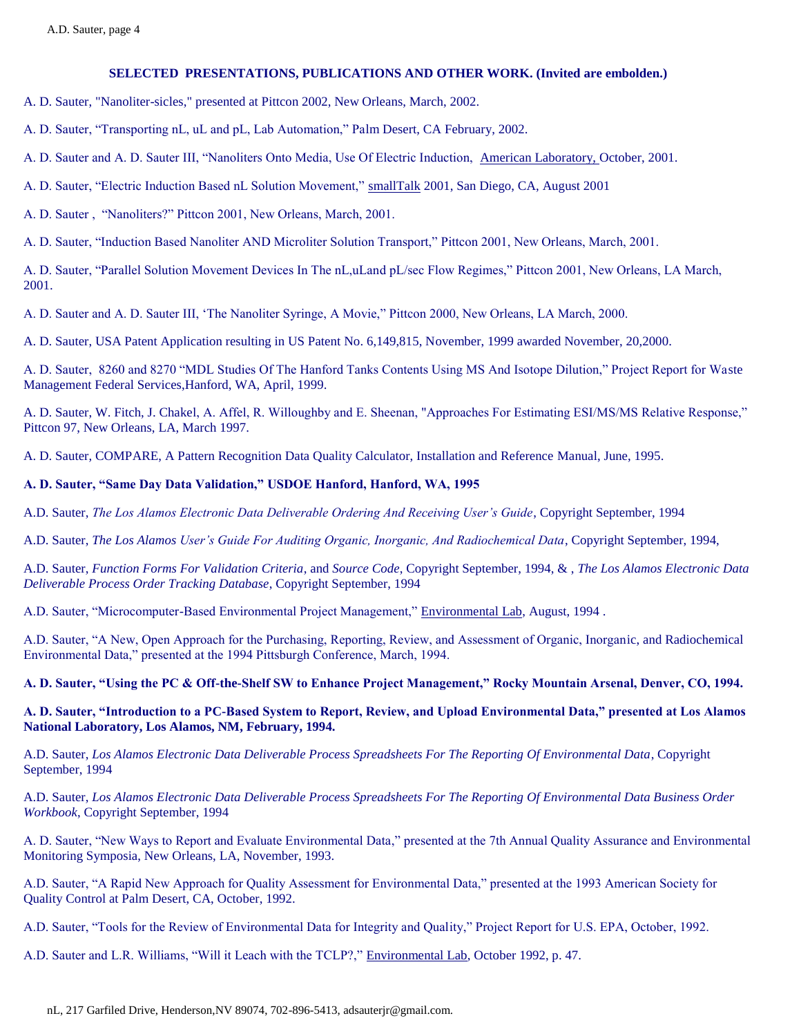## SELECTED PRESENTATIONS, PUBLICATIONS AND OTHER WORK. (Invited are embolden.)

A. D. Sauter, "Nanoliter-sicles," presented at Pittcon 2002, New Orleans, March, 2002.

A. D. Sauter, "Transporting nL, uL and pL, Lab Automation," Palm Desert, CA February, 2002.

A. D. Sauter and A. D. Sauter III, "Nanoliters Onto Media, Use Of Electric Induction, American Laboratory, October, 2001.

A. D. Sauter, "Electric Induction Based nL Solution Movement," smallTalk 2001, San Diego, CA, August 2001

A. D. Sauter , "Nanoliters?" Pittcon 2001, New Orleans, March, 2001.

A. D. Sauter, "Induction Based Nanoliter AND Microliter Solution Transport," Pittcon 2001, New Orleans, March, 2001.

A. D. Sauter, "Parallel Solution Movement Devices In The nL,uLand pL/sec Flow Regimes," Pittcon 2001, New Orleans, LA March, 2001.

A. D. Sauter and A. D. Sauter III, 'The Nanoliter Syringe, A Movie," Pittcon 2000, New Orleans, LA March, 2000.

A. D. Sauter, USA Patent Application resulting in US Patent No. 6,149,815, November, 1999 awarded November, 20,2000.

A. D. Sauter, 8260 and 8270 "MDL Studies Of The Hanford Tanks Contents Using MS And Isotope Dilution," Project Report for Waste Management Federal Services,Hanford, WA, April, 1999.

A. D. Sauter, W. Fitch, J. Chakel, A. Affel, R. Willoughby and E. Sheenan, "Approaches For Estimating ESI/MS/MS Relative Response," Pittcon 97, New Orleans, LA, March 1997.

A. D. Sauter, COMPARE, A Pattern Recognition Data Quality Calculator, Installation and Reference Manual, June, 1995.

**A. D. Sauter, "Same Day Data Validation," USDOE Hanford, Hanford, WA, 1995**

A.D. Sauter, *The Los Alamos Electronic Data Deliverable Ordering And Receiving User's Guide*, Copyright September, 1994

A.D. Sauter, *The Los Alamos User's Guide For Auditing Organic, Inorganic, And Radiochemical Data*, Copyright September, 1994,

A.D. Sauter, *Function Forms For Validation Criteria*, and *Source Code*, Copyright September, 1994, & , *The Los Alamos Electronic Data Deliverable Process Order Tracking Database*, Copyright September, 1994

A.D. Sauter, "Microcomputer-Based Environmental Project Management," Environmental Lab, August, 1994 .

A.D. Sauter, "A New, Open Approach for the Purchasing, Reporting, Review, and Assessment of Organic, Inorganic, and Radiochemical Environmental Data," presented at the 1994 Pittsburgh Conference, March, 1994.

**A. D. Sauter, "Using the PC & Off-the-Shelf SW to Enhance Project Management," Rocky Mountain Arsenal, Denver, CO, 1994.**

**A. D. Sauter, "Introduction to a PC-Based System to Report, Review, and Upload Environmental Data," presented at Los Alamos National Laboratory, Los Alamos, NM, February, 1994.**

A.D. Sauter, *Los Alamos Electronic Data Deliverable Process Spreadsheets For The Reporting Of Environmental Data*, Copyright September, 1994

A.D. Sauter, *Los Alamos Electronic Data Deliverable Process Spreadsheets For The Reporting Of Environmental Data Business Order Workbook*, Copyright September, 1994

A. D. Sauter, "New Ways to Report and Evaluate Environmental Data," presented at the 7th Annual Quality Assurance and Environmental Monitoring Symposia, New Orleans, LA, November, 1993.

A.D. Sauter, "A Rapid New Approach for Quality Assessment for Environmental Data," presented at the 1993 American Society for Quality Control at Palm Desert, CA, October, 1992.

A.D. Sauter, "Tools for the Review of Environmental Data for Integrity and Quality," Project Report for U.S. EPA, October, 1992.

A.D. Sauter and L.R. Williams, "Will it Leach with the TCLP?," Environmental Lab, October 1992, p. 47.

nL, 217 Garfiled Drive, Henderson,NV 89074, 702-896-5413, adsauterjr@gmail.com.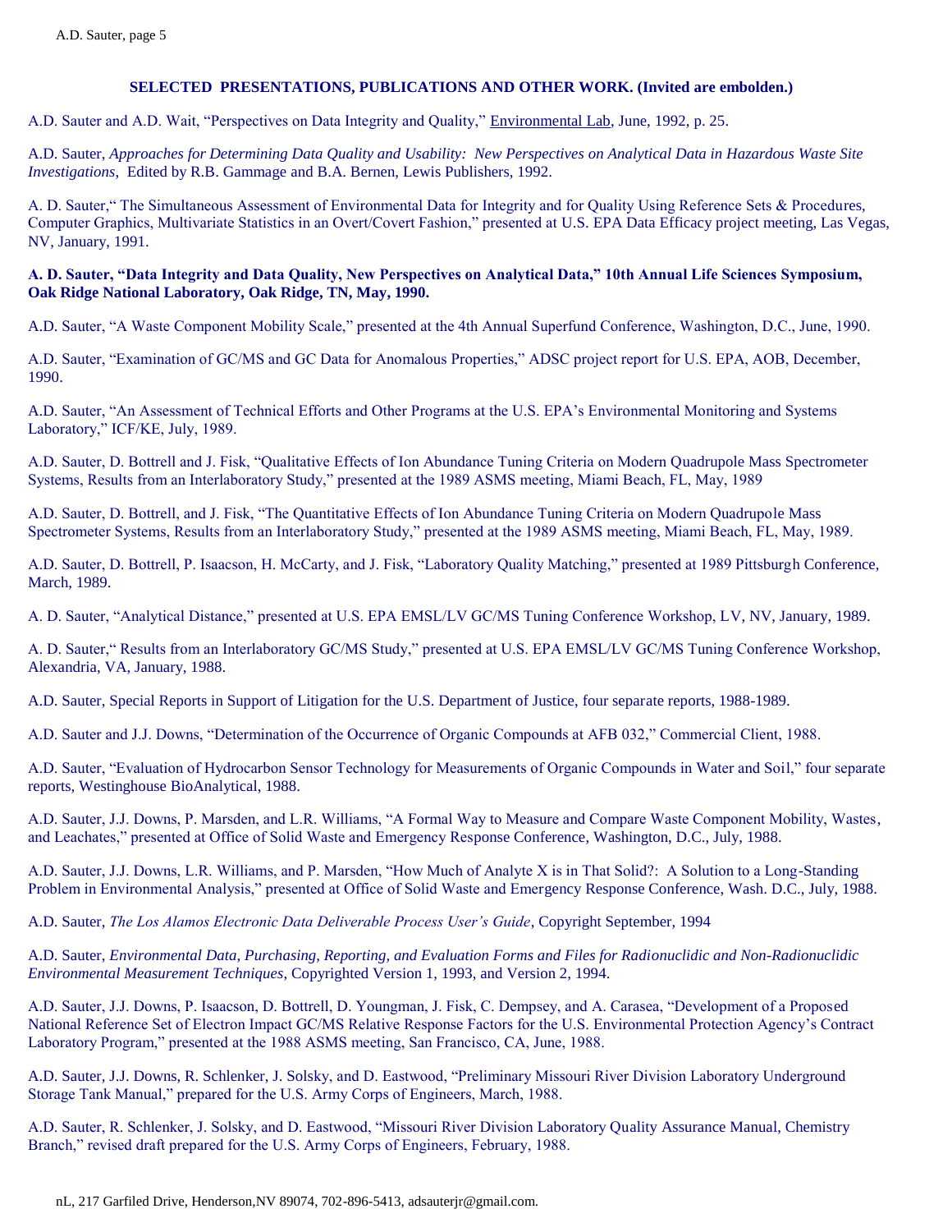### SELECTED PRESENTATIONS, PUBLICATIONS AND OTHER WORK. (Invited are embolden.)

A.D. Sauter and A.D. Wait, "Perspectives on Data Integrity and Quality," Environmental Lab, June, 1992, p. 25.

A.D. Sauter, *Approaches for Determining Data Quality and Usability: New Perspectives on Analytical Data in Hazardous Waste Site Investigations*, Edited by R.B. Gammage and B.A. Bernen, Lewis Publishers, 1992.

A. D. Sauter," The Simultaneous Assessment of Environmental Data for Integrity and for Quality Using Reference Sets & Procedures, Computer Graphics, Multivariate Statistics in an Overt/Covert Fashion," presented at U.S. EPA Data Efficacy project meeting, Las Vegas, NV, January, 1991.

**A. D. Sauter, "Data Integrity and Data Quality, New Perspectives on Analytical Data," 10th Annual Life Sciences Symposium, Oak Ridge National Laboratory, Oak Ridge, TN, May, 1990.**

A.D. Sauter, "A Waste Component Mobility Scale," presented at the 4th Annual Superfund Conference, Washington, D.C., June, 1990.

A.D. Sauter, "Examination of GC/MS and GC Data for Anomalous Properties," ADSC project report for U.S. EPA, AOB, December, 1990.

A.D. Sauter, "An Assessment of Technical Efforts and Other Programs at the U.S. EPA's Environmental Monitoring and Systems Laboratory," ICF/KE, July, 1989.

A.D. Sauter, D. Bottrell and J. Fisk, "Qualitative Effects of Ion Abundance Tuning Criteria on Modern Quadrupole Mass Spectrometer Systems, Results from an Interlaboratory Study," presented at the 1989 ASMS meeting, Miami Beach, FL, May, 1989

A.D. Sauter, D. Bottrell, and J. Fisk, "The Quantitative Effects of Ion Abundance Tuning Criteria on Modern Quadrupole Mass Spectrometer Systems, Results from an Interlaboratory Study," presented at the 1989 ASMS meeting, Miami Beach, FL, May, 1989.

A.D. Sauter, D. Bottrell, P. Isaacson, H. McCarty, and J. Fisk, "Laboratory Quality Matching," presented at 1989 Pittsburgh Conference, March, 1989.

A. D. Sauter, "Analytical Distance," presented at U.S. EPA EMSL/LV GC/MS Tuning Conference Workshop, LV, NV, January, 1989.

A. D. Sauter," Results from an Interlaboratory GC/MS Study," presented at U.S. EPA EMSL/LV GC/MS Tuning Conference Workshop, Alexandria, VA, January, 1988.

A.D. Sauter, Special Reports in Support of Litigation for the U.S. Department of Justice, four separate reports, 1988-1989.

A.D. Sauter and J.J. Downs, "Determination of the Occurrence of Organic Compounds at AFB 032," Commercial Client, 1988.

A.D. Sauter, "Evaluation of Hydrocarbon Sensor Technology for Measurements of Organic Compounds in Water and Soil," four separate reports, Westinghouse BioAnalytical, 1988.

A.D. Sauter, J.J. Downs, P. Marsden, and L.R. Williams, "A Formal Way to Measure and Compare Waste Component Mobility, Wastes, and Leachates," presented at Office of Solid Waste and Emergency Response Conference, Washington, D.C., July, 1988.

A.D. Sauter, J.J. Downs, L.R. Williams, and P. Marsden, "How Much of Analyte X is in That Solid?: A Solution to a Long-Standing Problem in Environmental Analysis," presented at Office of Solid Waste and Emergency Response Conference, Wash. D.C., July, 1988.

A.D. Sauter, *The Los Alamos Electronic Data Deliverable Process User's Guide*, Copyright September, 1994

A.D. Sauter, *Environmental Data, Purchasing, Reporting, and Evaluation Forms and Files for Radionuclidic and Non-Radionuclidic Environmental Measurement Techniques*, Copyrighted Version 1, 1993, and Version 2, 1994.

A.D. Sauter, J.J. Downs, P. Isaacson, D. Bottrell, D. Youngman, J. Fisk, C. Dempsey, and A. Carasea, "Development of a Proposed National Reference Set of Electron Impact GC/MS Relative Response Factors for the U.S. Environmental Protection Agency's Contract Laboratory Program," presented at the 1988 ASMS meeting, San Francisco, CA, June, 1988.

A.D. Sauter, J.J. Downs, R. Schlenker, J. Solsky, and D. Eastwood, "Preliminary Missouri River Division Laboratory Underground Storage Tank Manual," prepared for the U.S. Army Corps of Engineers, March, 1988.

A.D. Sauter, R. Schlenker, J. Solsky, and D. Eastwood, "Missouri River Division Laboratory Quality Assurance Manual, Chemistry Branch," revised draft prepared for the U.S. Army Corps of Engineers, February, 1988.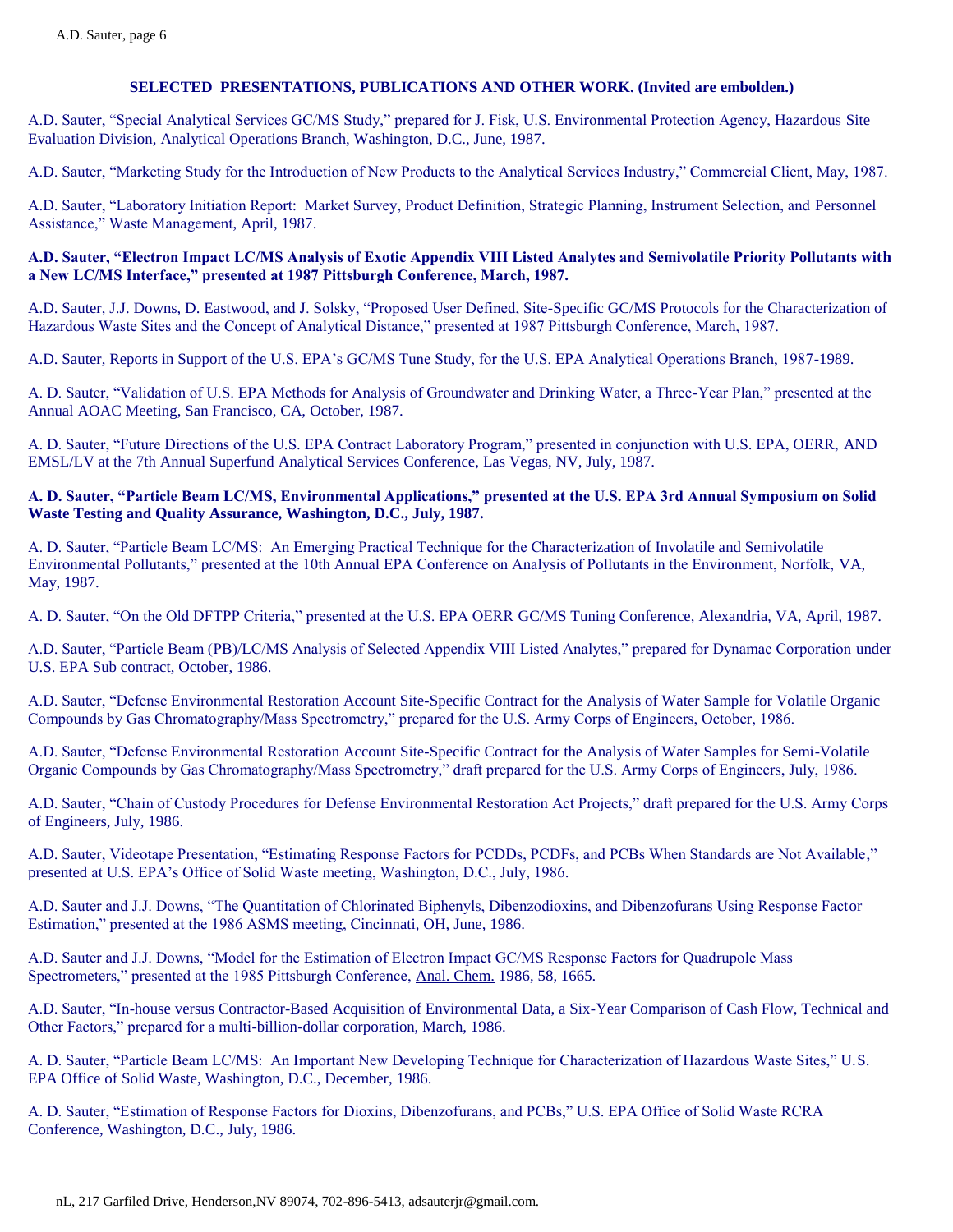**SELECTED PRESENTATIONS, PUBLICATIONS AND OTHER WORK. (Invited are embolden.)**

A.D. Sauter, "Special Analytical Services GC/MS Study," prepared for J. Fisk, U.S. Environmental Protection Agency, Hazardous Site Evaluation Division, Analytical Operations Branch, Washington, D.C., June, 1987.

A.D. Sauter, "Marketing Study for the Introduction of New Products to the Analytical Services Industry," Commercial Client, May, 1987.

A.D. Sauter, "Laboratory Initiation Report: Market Survey, Product Definition, Strategic Planning, Instrument Selection, and Personnel Assistance," Waste Management, April, 1987.

**A.D. Sauter, "Electron Impact LC/MS Analysis of Exotic Appendix VIII Listed Analytes and Semivolatile Priority Pollutants with a New LC/MS Interface," presented at 1987 Pittsburgh Conference, March, 1987.**

A.D. Sauter, J.J. Downs, D. Eastwood, and J. Solsky, "Proposed User Defined, Site-Specific GC/MS Protocols for the Characterization of Hazardous Waste Sites and the Concept of Analytical Distance," presented at 1987 Pittsburgh Conference, March, 1987.

A.D. Sauter, Reports in Support of the U.S. EPA's GC/MS Tune Study, for the U.S. EPA Analytical Operations Branch, 1987-1989.

A. D. Sauter, "Validation of U.S. EPA Methods for Analysis of Groundwater and Drinking Water, a Three-Year Plan," presented at the Annual AOAC Meeting, San Francisco, CA, October, 1987.

A. D. Sauter, "Future Directions of the U.S. EPA Contract Laboratory Program," presented in conjunction with U.S. EPA, OERR, AND EMSL/LV at the 7th Annual Superfund Analytical Services Conference, Las Vegas, NV, July, 1987.

**A. D. Sauter, "Particle Beam LC/MS, Environmental Applications," presented at the U.S. EPA 3rd Annual Symposium on Solid Waste Testing and Quality Assurance, Washington, D.C., July, 1987.**

A. D. Sauter, "Particle Beam LC/MS: An Emerging Practical Technique for the Characterization of Involatile and Semivolatile Environmental Pollutants," presented at the 10th Annual EPA Conference on Analysis of Pollutants in the Environment, Norfolk, VA, May, 1987.

A. D. Sauter, "On the Old DFTPP Criteria," presented at the U.S. EPA OERR GC/MS Tuning Conference, Alexandria, VA, April, 1987.

A.D. Sauter, "Particle Beam (PB)/LC/MS Analysis of Selected Appendix VIII Listed Analytes," prepared for Dynamac Corporation under U.S. EPA Sub contract, October, 1986.

A.D. Sauter, "Defense Environmental Restoration Account Site-Specific Contract for the Analysis of Water Sample for Volatile Organic Compounds by Gas Chromatography/Mass Spectrometry," prepared for the U.S. Army Corps of Engineers, October, 1986.

A.D. Sauter, "Defense Environmental Restoration Account Site-Specific Contract for the Analysis of Water Samples for Semi-Volatile Organic Compounds by Gas Chromatography/Mass Spectrometry," draft prepared for the U.S. Army Corps of Engineers, July, 1986.

A.D. Sauter, "Chain of Custody Procedures for Defense Environmental Restoration Act Projects," draft prepared for the U.S. Army Corps of Engineers, July, 1986.

A.D. Sauter, Videotape Presentation, "Estimating Response Factors for PCDDs, PCDFs, and PCBs When Standards are Not Available," presented at U.S. EPA's Office of Solid Waste meeting, Washington, D.C., July, 1986.

A.D. Sauter and J.J. Downs, "The Quantitation of Chlorinated Biphenyls, Dibenzodioxins, and Dibenzofurans Using Response Factor Estimation," presented at the 1986 ASMS meeting, Cincinnati, OH, June, 1986.

A.D. Sauter and J.J. Downs, "Model for the Estimation of Electron Impact GC/MS Response Factors for Quadrupole Mass Spectrometers," presented at the 1985 Pittsburgh Conference, Anal. Chem. 1986, 58, 1665.

A.D. Sauter, "In-house versus Contractor-Based Acquisition of Environmental Data, a Six-Year Comparison of Cash Flow, Technical and Other Factors," prepared for a multi-billion-dollar corporation, March, 1986.

A. D. Sauter, "Particle Beam LC/MS: An Important New Developing Technique for Characterization of Hazardous Waste Sites," U.S. EPA Office of Solid Waste, Washington, D.C., December, 1986.

A. D. Sauter, "Estimation of Response Factors for Dioxins, Dibenzofurans, and PCBs," U.S. EPA Office of Solid Waste RCRA Conference, Washington, D.C., July, 1986.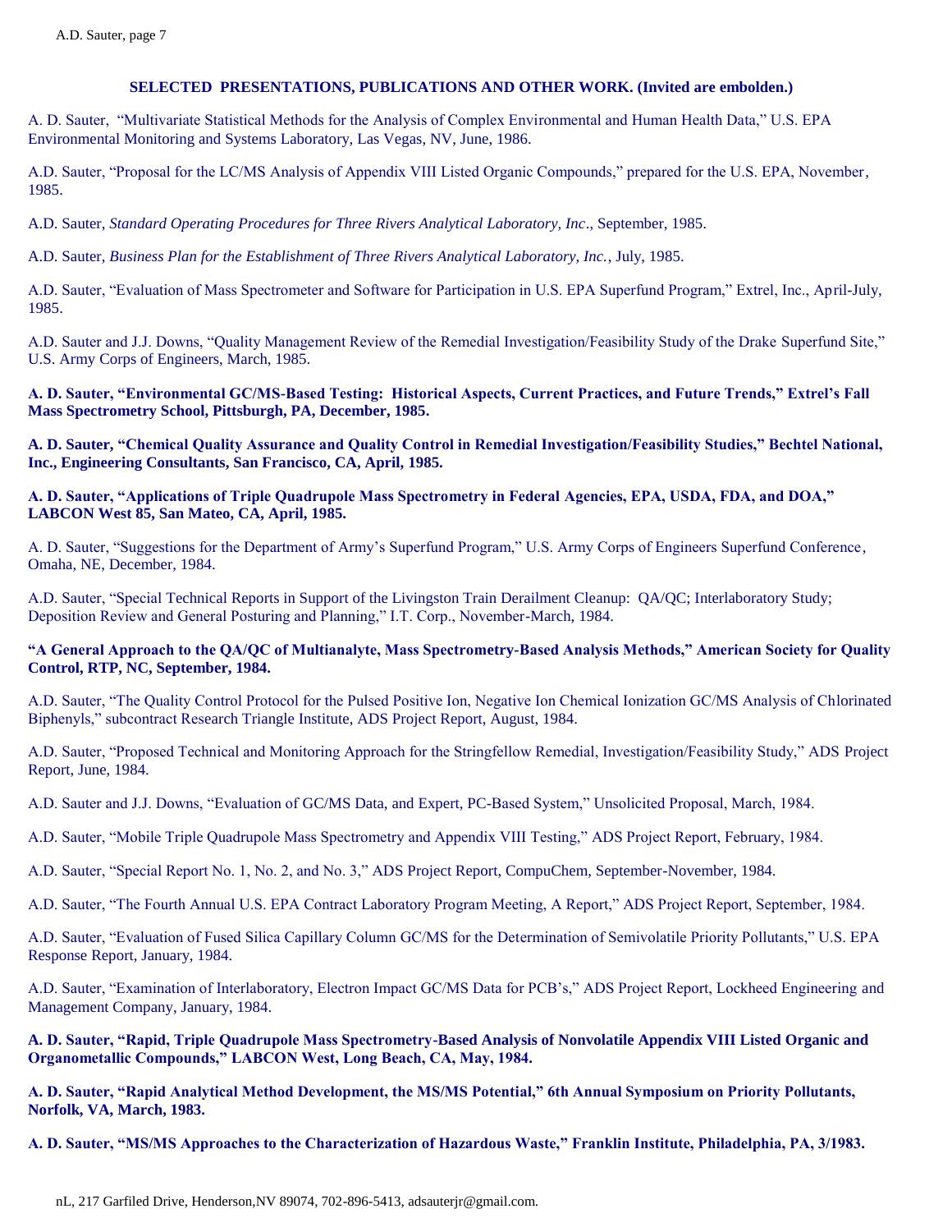### SELECTED PRESENTATIONS, PUBLICATIONS AND OTHER WORK. (Invited are embolden.)

A. D. Sauter, "Multivariate Statistical Methods for the Analysis of Complex Environmental and Human Health Data," U.S. EPA Environmental Monitoring and Systems Laboratory, Las Vegas, NV, June, 1986.

A.D. Sauter, "Proposal for the LC/MS Analysis of Appendix VIII Listed Organic Compounds," prepared for the U.S. EPA, November, 1985.

A.D. Sauter, *Standard Operating Procedures for Three Rivers Analytical Laboratory, Inc*., September, 1985.

A.D. Sauter, *Business Plan for the Establishment of Three Rivers Analytical Laboratory, Inc.*, July, 1985.

A.D. Sauter, "Evaluation of Mass Spectrometer and Software for Participation in U.S. EPA Superfund Program," Extrel, Inc., April-July, 1985.

A.D. Sauter and J.J. Downs, "Quality Management Review of the Remedial Investigation/Feasibility Study of the Drake Superfund Site," U.S. Army Corps of Engineers, March, 1985.

**A. D. Sauter, "Environmental GC/MS-Based Testing: Historical Aspects, Current Practices, and Future Trends," Extrel's Fall Mass Spectrometry School, Pittsburgh, PA, December, 1985.**

**A. D. Sauter, "Chemical Quality Assurance and Quality Control in Remedial Investigation/Feasibility Studies," Bechtel National, Inc., Engineering Consultants, San Francisco, CA, April, 1985.**

**A. D. Sauter, "Applications of Triple Quadrupole Mass Spectrometry in Federal Agencies, EPA, USDA, FDA, and DOA," LABCON West 85, San Mateo, CA, April, 1985.**

A. D. Sauter, "Suggestions for the Department of Army's Superfund Program," U.S. Army Corps of Engineers Superfund Conference, Omaha, NE, December, 1984.

A.D. Sauter, "Special Technical Reports in Support of the Livingston Train Derailment Cleanup: QA/QC; Interlaboratory Study; Deposition Review and General Posturing and Planning," I.T. Corp., November-March, 1984.

**"A General Approach to the QA/QC of Multianalyte, Mass Spectrometry-Based Analysis Methods," American Society for Quality Control, RTP, NC, September, 1984.**

A.D. Sauter, "The Quality Control Protocol for the Pulsed Positive Ion, Negative Ion Chemical Ionization GC/MS Analysis of Chlorinated Biphenyls," subcontract Research Triangle Institute, ADS Project Report, August, 1984.

A.D. Sauter, "Proposed Technical and Monitoring Approach for the Stringfellow Remedial, Investigation/Feasibility Study," ADS Project Report, June, 1984.

A.D. Sauter and J.J. Downs, "Evaluation of GC/MS Data, and Expert, PC-Based System," Unsolicited Proposal, March, 1984.

A.D. Sauter, "Mobile Triple Quadrupole Mass Spectrometry and Appendix VIII Testing," ADS Project Report, February, 1984.

A.D. Sauter, "Special Report No. 1, No. 2, and No. 3," ADS Project Report, CompuChem, September-November, 1984.

A.D. Sauter, "The Fourth Annual U.S. EPA Contract Laboratory Program Meeting, A Report," ADS Project Report, September, 1984.

A.D. Sauter, "Evaluation of Fused Silica Capillary Column GC/MS for the Determination of Semivolatile Priority Pollutants," U.S. EPA Response Report, January, 1984.

A.D. Sauter, "Examination of Interlaboratory, Electron Impact GC/MS Data for PCB's," ADS Project Report, Lockheed Engineering and Management Company, January, 1984.

**A. D. Sauter, "Rapid, Triple Quadrupole Mass Spectrometry-Based Analysis of Nonvolatile Appendix VIII Listed Organic and Organometallic Compounds," LABCON West, Long Beach, CA, May, 1984.**

**A. D. Sauter, "Rapid Analytical Method Development, the MS/MS Potential," 6th Annual Symposium on Priority Pollutants, Norfolk, VA, March, 1983.**

**A. D. Sauter, "MS/MS Approaches to the Characterization of Hazardous Waste," Franklin Institute, Philadelphia, PA, 3/1983.**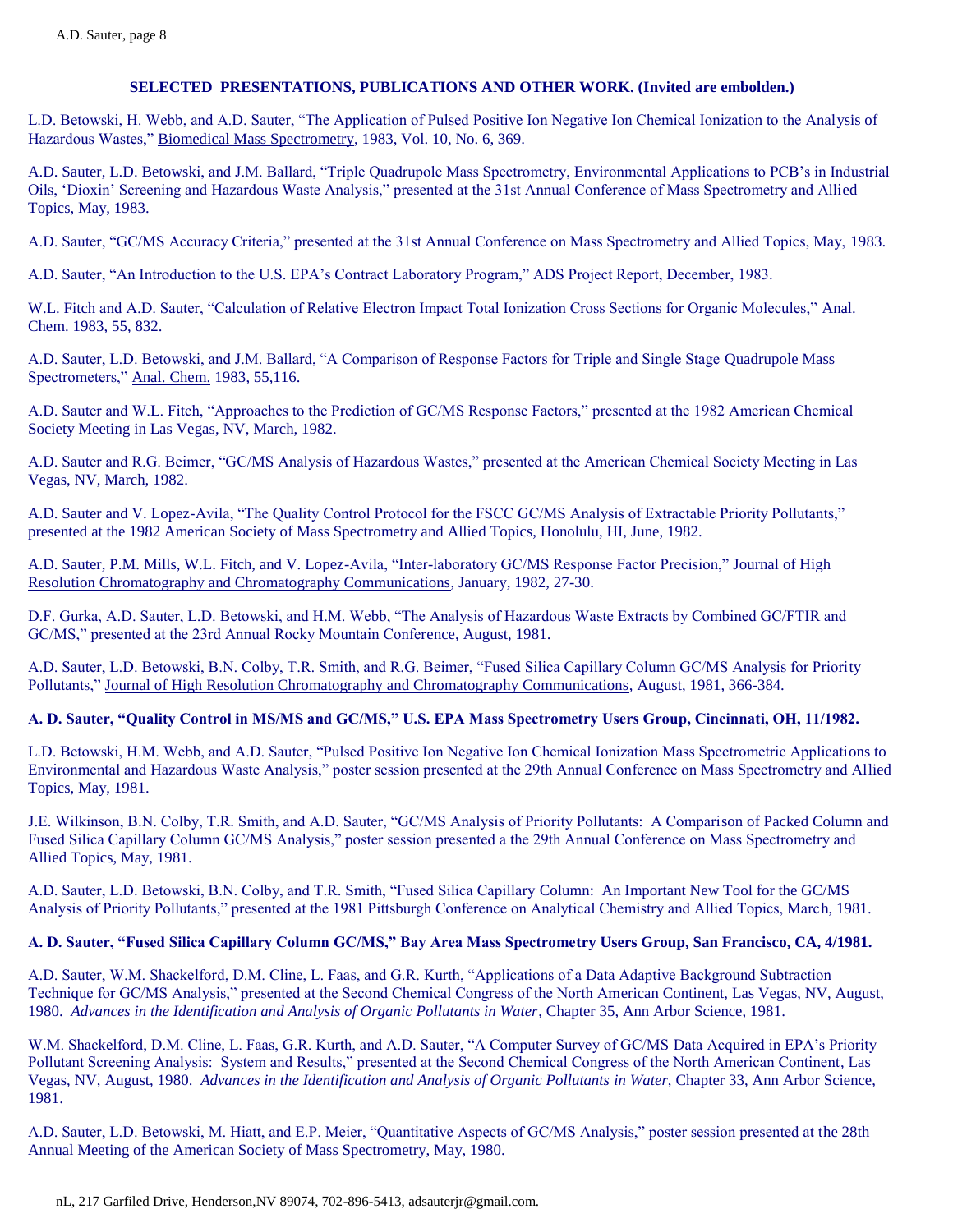## SELECTED PRESENTATIONS, PUBLICATIONS AND OTHER WORK. (Invited are embolden.)

L.D. Betowski, H. Webb, and A.D. Sauter, "The Application of Pulsed Positive Ion Negative Ion Chemical Ionization to the Analysis of Hazardous Wastes," Biomedical Mass Spectrometry, 1983, Vol. 10, No. 6, 369.

A.D. Sauter, L.D. Betowski, and J.M. Ballard, "Triple Quadrupole Mass Spectrometry, Environmental Applications to PCB's in Industrial Oils, 'Dioxin' Screening and Hazardous Waste Analysis," presented at the 31st Annual Conference of Mass Spectrometry and Allied Topics, May, 1983.

A.D. Sauter, "GC/MS Accuracy Criteria," presented at the 31st Annual Conference on Mass Spectrometry and Allied Topics, May, 1983.

A.D. Sauter, "An Introduction to the U.S. EPA's Contract Laboratory Program," ADS Project Report, December, 1983.

W.L. Fitch and A.D. Sauter, "Calculation of Relative Electron Impact Total Ionization Cross Sections for Organic Molecules," Anal. Chem. 1983, 55, 832.

A.D. Sauter, L.D. Betowski, and J.M. Ballard, "A Comparison of Response Factors for Triple and Single Stage Quadrupole Mass Spectrometers," Anal. Chem. 1983, 55,116.

A.D. Sauter and W.L. Fitch, "Approaches to the Prediction of GC/MS Response Factors," presented at the 1982 American Chemical Society Meeting in Las Vegas, NV, March, 1982.

A.D. Sauter and R.G. Beimer, "GC/MS Analysis of Hazardous Wastes," presented at the American Chemical Society Meeting in Las Vegas, NV, March, 1982.

A.D. Sauter and V. Lopez-Avila, "The Quality Control Protocol for the FSCC GC/MS Analysis of Extractable Priority Pollutants," presented at the 1982 American Society of Mass Spectrometry and Allied Topics, Honolulu, HI, June, 1982.

A.D. Sauter, P.M. Mills, W.L. Fitch, and V. Lopez-Avila, "Inter-laboratory GC/MS Response Factor Precision," Journal of High Resolution Chromatography and Chromatography Communications, January, 1982, 27-30.

D.F. Gurka, A.D. Sauter, L.D. Betowski, and H.M. Webb, "The Analysis of Hazardous Waste Extracts by Combined GC/FTIR and GC/MS," presented at the 23rd Annual Rocky Mountain Conference, August, 1981.

A.D. Sauter, L.D. Betowski, B.N. Colby, T.R. Smith, and R.G. Beimer, "Fused Silica Capillary Column GC/MS Analysis for Priority Pollutants," Journal of High Resolution Chromatography and Chromatography Communications, August, 1981, 366-384.

**A. D. Sauter, "Quality Control in MS/MS and GC/MS," U.S. EPA Mass Spectrometry Users Group, Cincinnati, OH, 11/1982.**

L.D. Betowski, H.M. Webb, and A.D. Sauter, "Pulsed Positive Ion Negative Ion Chemical Ionization Mass Spectrometric Applications to Environmental and Hazardous Waste Analysis," poster session presented at the 29th Annual Conference on Mass Spectrometry and Allied Topics, May, 1981.

J.E. Wilkinson, B.N. Colby, T.R. Smith, and A.D. Sauter, "GC/MS Analysis of Priority Pollutants: A Comparison of Packed Column and Fused Silica Capillary Column GC/MS Analysis," poster session presented a the 29th Annual Conference on Mass Spectrometry and Allied Topics, May, 1981.

A.D. Sauter, L.D. Betowski, B.N. Colby, and T.R. Smith, "Fused Silica Capillary Column: An Important New Tool for the GC/MS Analysis of Priority Pollutants," presented at the 1981 Pittsburgh Conference on Analytical Chemistry and Allied Topics, March, 1981.

**A. D. Sauter, "Fused Silica Capillary Column GC/MS," Bay Area Mass Spectrometry Users Group, San Francisco, CA, 4/1981.**

A.D. Sauter, W.M. Shackelford, D.M. Cline, L. Faas, and G.R. Kurth, "Applications of a Data Adaptive Background Subtraction Technique for GC/MS Analysis," presented at the Second Chemical Congress of the North American Continent, Las Vegas, NV, August, 1980. *Advances in the Identification and Analysis of Organic Pollutants in Water*, Chapter 35, Ann Arbor Science, 1981.

W.M. Shackelford, D.M. Cline, L. Faas, G.R. Kurth, and A.D. Sauter, "A Computer Survey of GC/MS Data Acquired in EPA's Priority Pollutant Screening Analysis: System and Results," presented at the Second Chemical Congress of the North American Continent, Las Vegas, NV, August, 1980. *Advances in the Identification and Analysis of Organic Pollutants in Water*, Chapter 33, Ann Arbor Science, 1981.

A.D. Sauter, L.D. Betowski, M. Hiatt, and E.P. Meier, "Quantitative Aspects of GC/MS Analysis," poster session presented at the 28th Annual Meeting of the American Society of Mass Spectrometry, May, 1980.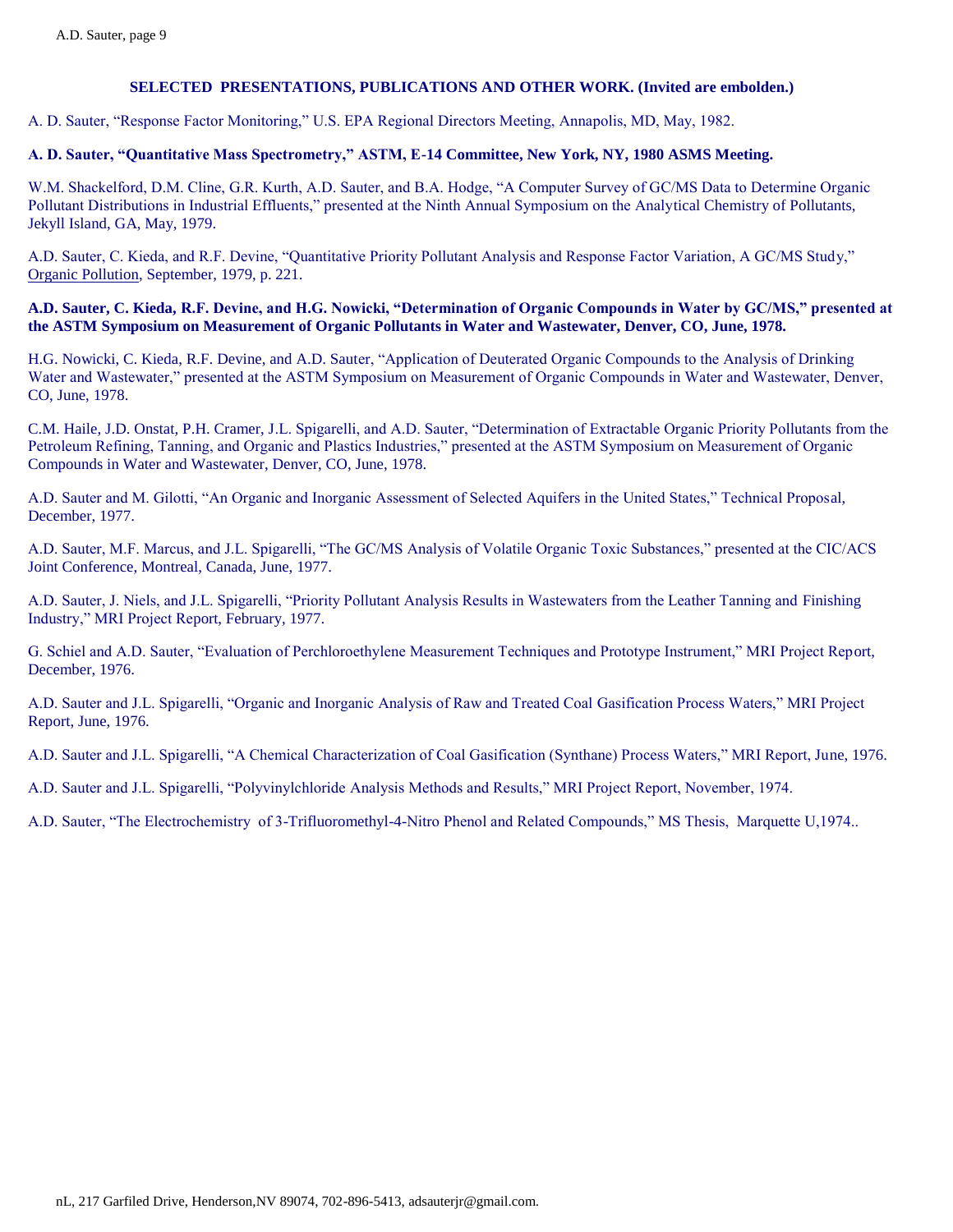## SELECTED PRESENTATIONS, PUBLICATIONS AND OTHER WORK. (Invited are embolden.)

A. D. Sauter, "Response Factor Monitoring," U.S. EPA Regional Directors Meeting, Annapolis, MD, May, 1982.

**A. D. Sauter, "Quantitative Mass Spectrometry," ASTM, E-14 Committee, New York, NY, 1980 ASMS Meeting.**

W.M. Shackelford, D.M. Cline, G.R. Kurth, A.D. Sauter, and B.A. Hodge, "A Computer Survey of GC/MS Data to Determine Organic Pollutant Distributions in Industrial Effluents," presented at the Ninth Annual Symposium on the Analytical Chemistry of Pollutants, Jekyll Island, GA, May, 1979.

A.D. Sauter, C. Kieda, and R.F. Devine, "Quantitative Priority Pollutant Analysis and Response Factor Variation, A GC/MS Study," Organic Pollution, September, 1979, p. 221.

**A.D. Sauter, C. Kieda, R.F. Devine, and H.G. Nowicki, "Determination of Organic Compounds in Water by GC/MS," presented at the ASTM Symposium on Measurement of Organic Pollutants in Water and Wastewater, Denver, CO, June, 1978.**

H.G. Nowicki, C. Kieda, R.F. Devine, and A.D. Sauter, "Application of Deuterated Organic Compounds to the Analysis of Drinking Water and Wastewater," presented at the ASTM Symposium on Measurement of Organic Compounds in Water and Wastewater, Denver, CO, June, 1978.

C.M. Haile, J.D. Onstat, P.H. Cramer, J.L. Spigarelli, and A.D. Sauter, "Determination of Extractable Organic Priority Pollutants from the Petroleum Refining, Tanning, and Organic and Plastics Industries," presented at the ASTM Symposium on Measurement of Organic Compounds in Water and Wastewater, Denver, CO, June, 1978.

A.D. Sauter and M. Gilotti, "An Organic and Inorganic Assessment of Selected Aquifers in the United States," Technical Proposal, December, 1977.

A.D. Sauter, M.F. Marcus, and J.L. Spigarelli, "The GC/MS Analysis of Volatile Organic Toxic Substances," presented at the CIC/ACS Joint Conference, Montreal, Canada, June, 1977.

A.D. Sauter, J. Niels, and J.L. Spigarelli, "Priority Pollutant Analysis Results in Wastewaters from the Leather Tanning and Finishing Industry," MRI Project Report, February, 1977.

G. Schiel and A.D. Sauter, "Evaluation of Perchloroethylene Measurement Techniques and Prototype Instrument," MRI Project Report, December, 1976.

A.D. Sauter and J.L. Spigarelli, "Organic and Inorganic Analysis of Raw and Treated Coal Gasification Process Waters," MRI Project Report, June, 1976.

A.D. Sauter and J.L. Spigarelli, "A Chemical Characterization of Coal Gasification (Synthane) Process Waters," MRI Report, June, 1976.

A.D. Sauter and J.L. Spigarelli, "Polyvinylchloride Analysis Methods and Results," MRI Project Report, November, 1974.

A.D. Sauter, "The Electrochemistry of 3-Trifluoromethyl-4-Nitro Phenol and Related Compounds," MS Thesis, Marquette U,1974..